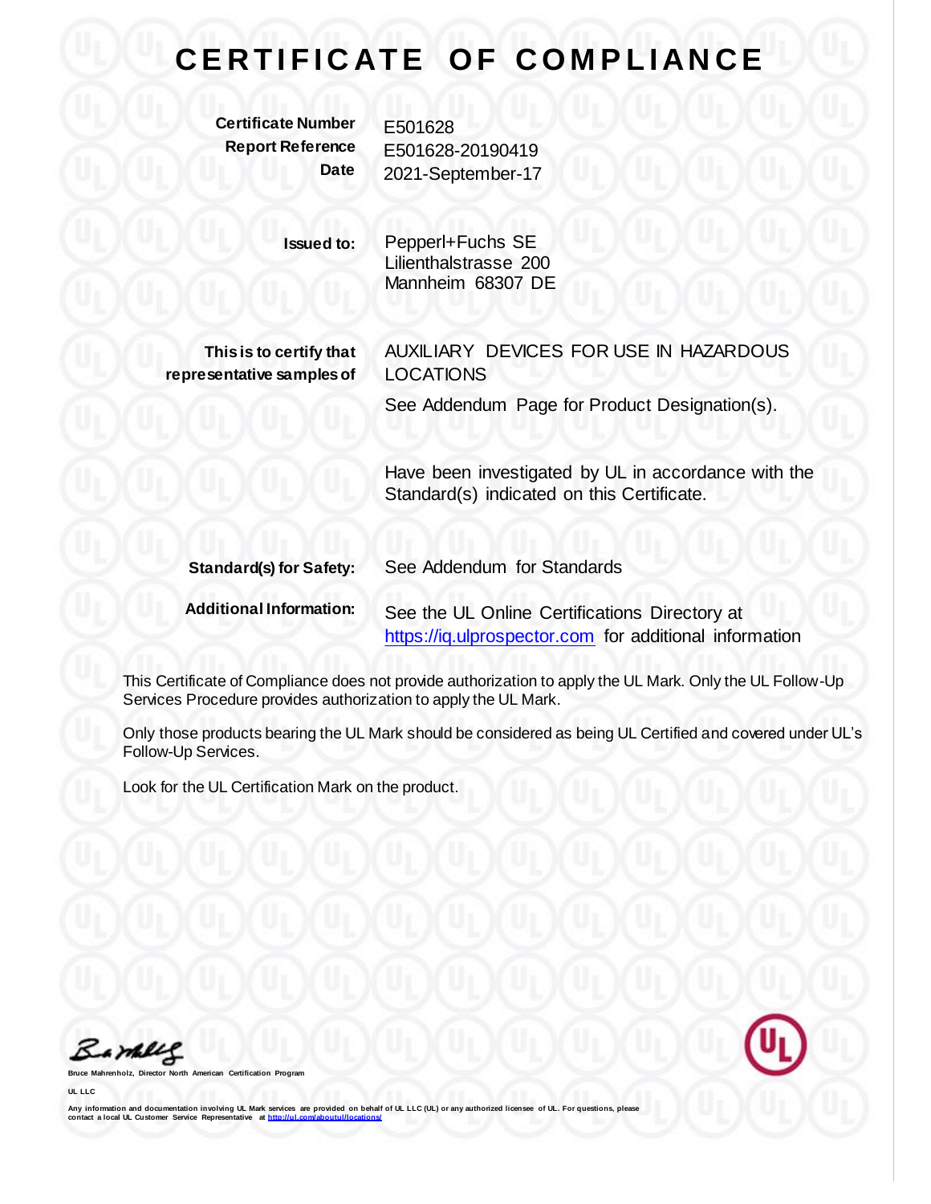# CERTIFICATE OF COMPLIANCE

**Certificate Number** E501628
**Report Reference** E501628-20190419
**Date** 2021-September-17

**Issued to:** Pepperl+Fuchs SE
Lilienthalstrasse 200
Mannheim 68307 DE

**This is to certify that representative samples of** AUXILIARY DEVICES FOR USE IN HAZARDOUS LOCATIONS

See Addendum Page for Product Designation(s).

Have been investigated by UL in accordance with the Standard(s) indicated on this Certificate.

**Standard(s) for Safety:** See Addendum for Standards

**Additional Information:** See the UL Online Certifications Directory at https://iq.ulprospector.com for additional information

This Certificate of Compliance does not provide authorization to apply the UL Mark. Only the UL Follow-Up Services Procedure provides authorization to apply the UL Mark.

Only those products bearing the UL Mark should be considered as being UL Certified and covered under UL's Follow-Up Services.

Look for the UL Certification Mark on the product.

Bruce Mahrenholz, Director North American Certification Program

UL LLC

Any information and documentation involving UL Mark services are provided on behalf of UL LLC (UL) or any authorized licensee of UL. For questions, please contact a local UL Customer Service Representative at http://ul.com/aboutul/locations/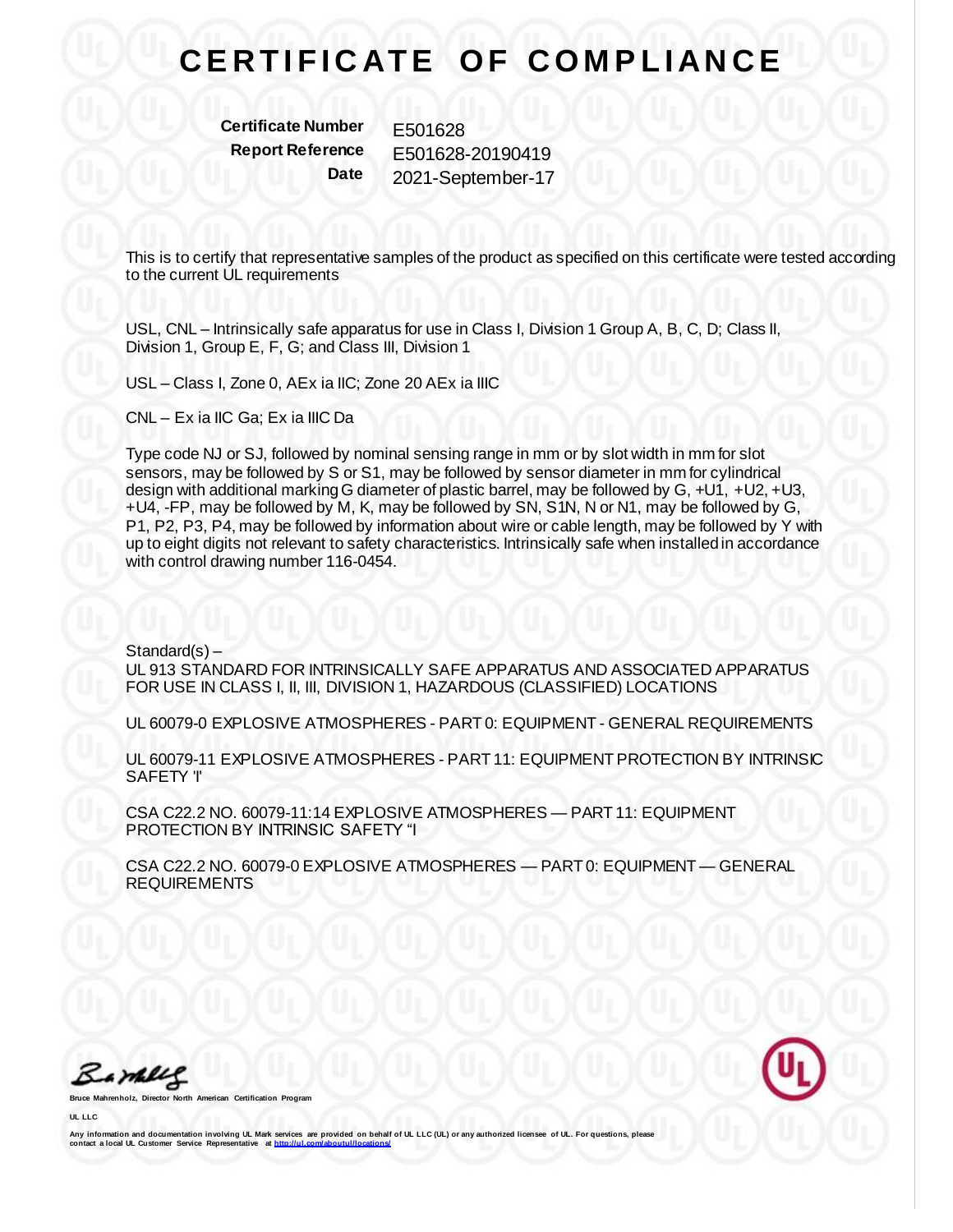# CERTIFICATE OF COMPLIANCE

**Certificate Number** E501628
**Report Reference** E501628-20190419
**Date** 2021-September-17

This is to certify that representative samples of the product as specified on this certificate were tested according to the current UL requirements

USL, CNL – Intrinsically safe apparatus for use in Class I, Division 1 Group A, B, C, D; Class II, Division 1, Group E, F, G; and Class III, Division 1

USL – Class I, Zone 0, AEx ia IIC; Zone 20 AEx ia IIIC

CNL – Ex ia IIC Ga; Ex ia IIIC Da

Type code NJ or SJ, followed by nominal sensing range in mm or by slot width in mm for slot sensors, may be followed by S or S1, may be followed by sensor diameter in mm for cylindrical design with additional marking G diameter of plastic barrel, may be followed by G, +U1, +U2, +U3, +U4, -FP, may be followed by M, K, may be followed by SN, S1N, N or N1, may be followed by G, P1, P2, P3, P4, may be followed by information about wire or cable length, may be followed by Y with up to eight digits not relevant to safety characteristics. Intrinsically safe when installed in accordance with control drawing number 116-0454.

Standard(s) –
UL 913 STANDARD FOR INTRINSICALLY SAFE APPARATUS AND ASSOCIATED APPARATUS FOR USE IN CLASS I, II, III, DIVISION 1, HAZARDOUS (CLASSIFIED) LOCATIONS

UL 60079-0 EXPLOSIVE ATMOSPHERES - PART 0: EQUIPMENT - GENERAL REQUIREMENTS

UL 60079-11 EXPLOSIVE ATMOSPHERES - PART 11: EQUIPMENT PROTECTION BY INTRINSIC SAFETY 'I'

CSA C22.2 NO. 60079-11:14 EXPLOSIVE ATMOSPHERES — PART 11: EQUIPMENT PROTECTION BY INTRINSIC SAFETY "I

CSA C22.2 NO. 60079-0 EXPLOSIVE ATMOSPHERES — PART 0: EQUIPMENT — GENERAL REQUIREMENTS

Bruce Mahrenholz, Director North American Certification Program

UL LLC

Any information and documentation involving UL Mark services are provided on behalf of UL LLC (UL) or any authorized licensee of UL. For questions, please contact a local UL Customer Service Representative at http://ul.com/aboutul/locations/